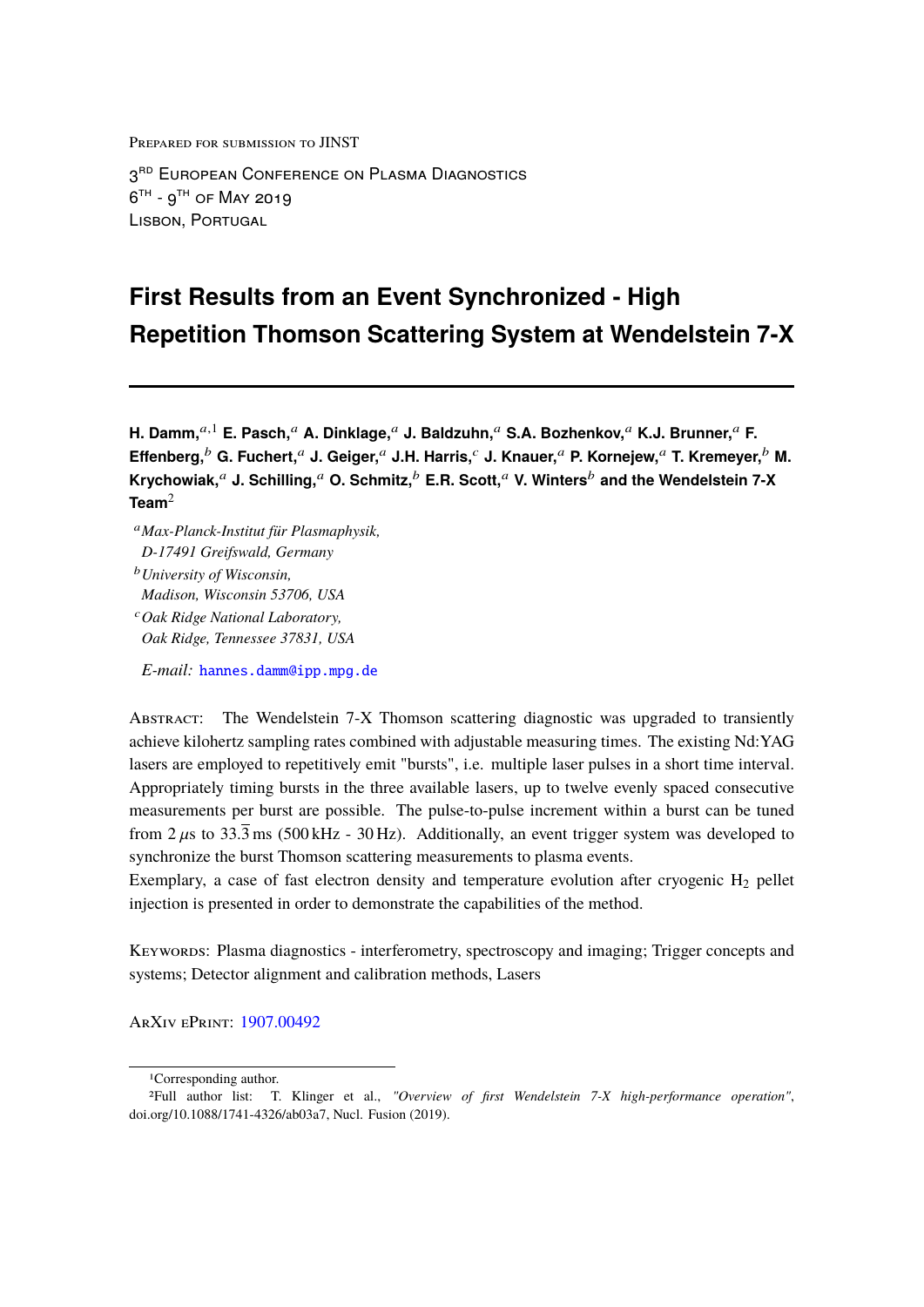Prepared for submission to JINST

3RD European Conference on Plasma Diagnostics
6TH - 9TH of May 2019
Lisbon, Portugal

# First Results from an Event Synchronized - High Repetition Thomson Scattering System at Wendelstein 7-X

**H. Damm,[a,1] E. Pasch,[a] A. Dinklage,[a] J. Baldzuhn,[a] S.A. Bozhenkov,[a] K.J. Brunner,[a] F. Effenberg,[b] G. Fuchert,[a] J. Geiger,[a] J.H. Harris,[c] J. Knauer,[a] P. Kornejew,[a] T. Kremeyer,[b] M. Krychowiak,[a] J. Schilling,[a] O. Schmitz,[b] E.R. Scott,[a] V. Winters[b] and the Wendelstein 7-X Team[2]**

[a] *Max-Planck-Institut für Plasmaphysik, D-17491 Greifswald, Germany*
[b] *University of Wisconsin, Madison, Wisconsin 53706, USA*
[c] *Oak Ridge National Laboratory, Oak Ridge, Tennessee 37831, USA*

*E-mail:* hannes.damm@ipp.mpg.de

Abstract: The Wendelstein 7-X Thomson scattering diagnostic was upgraded to transiently achieve kilohertz sampling rates combined with adjustable measuring times. The existing Nd:YAG lasers are employed to repetitively emit "bursts", i.e. multiple laser pulses in a short time interval. Appropriately timing bursts in the three available lasers, up to twelve evenly spaced consecutive measurements per burst are possible. The pulse-to-pulse increment within a burst can be tuned from $2\,\mu$s to $33.\overline{3}\,$ms (500 kHz - 30 Hz). Additionally, an event trigger system was developed to synchronize the burst Thomson scattering measurements to plasma events.
Exemplary, a case of fast electron density and temperature evolution after cryogenic $H_2$ pellet injection is presented in order to demonstrate the capabilities of the method.

Keywords: Plasma diagnostics - interferometry, spectroscopy and imaging; Trigger concepts and systems; Detector alignment and calibration methods, Lasers

ArXiv ePrint: 1907.00492

---

[1] Corresponding author.
[2] Full author list: T. Klinger et al., *"Overview of first Wendelstein 7-X high-performance operation"*, doi.org/10.1088/1741-4326/ab03a7, Nucl. Fusion (2019).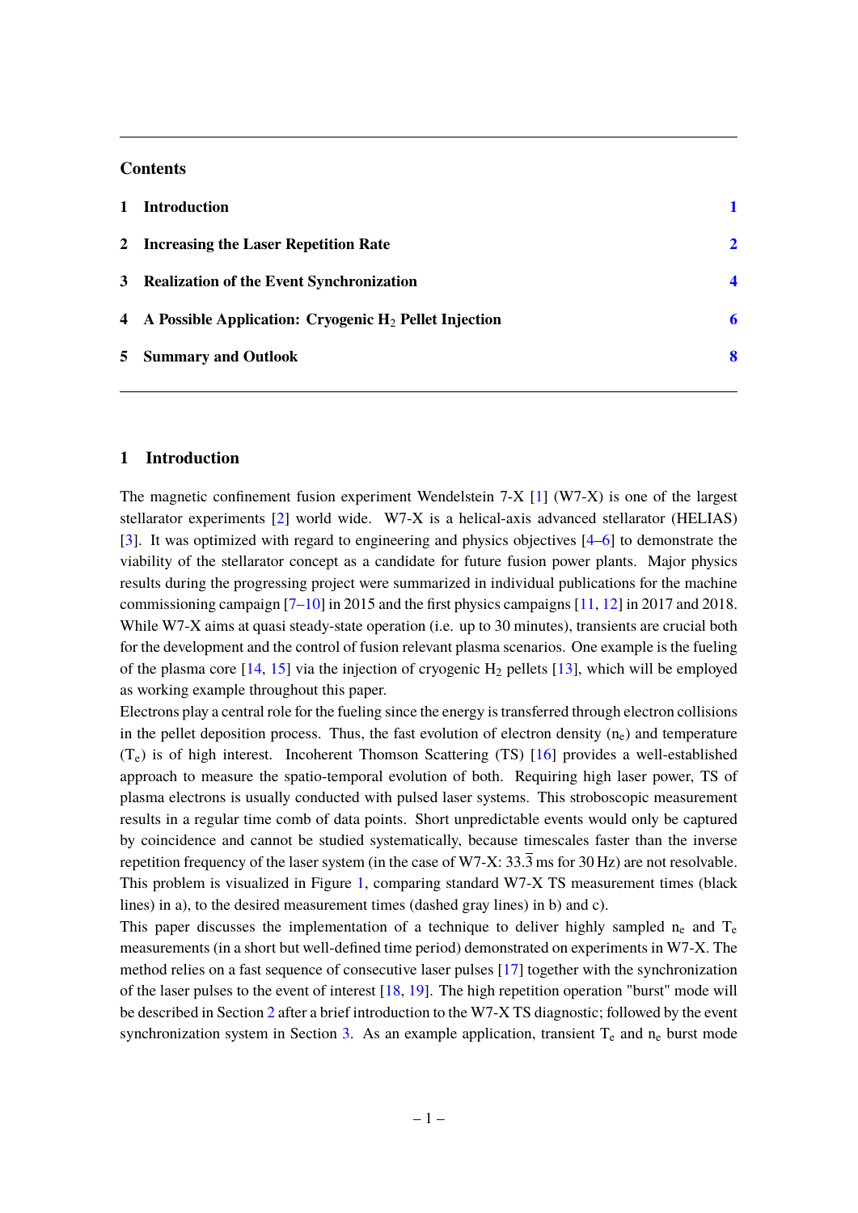## Contents

1 Introduction 1

2 Increasing the Laser Repetition Rate 2

3 Realization of the Event Synchronization 4

4 A Possible Application: Cryogenic $H_2$ Pellet Injection 6

5 Summary and Outlook 8

# 1 Introduction

The magnetic confinement fusion experiment Wendelstein 7-X [1] (W7-X) is one of the largest stellarator experiments [2] world wide. W7-X is a helical-axis advanced stellarator (HELIAS) [3]. It was optimized with regard to engineering and physics objectives [4–6] to demonstrate the viability of the stellarator concept as a candidate for future fusion power plants. Major physics results during the progressing project were summarized in individual publications for the machine commissioning campaign [7–10] in 2015 and the first physics campaigns [11, 12] in 2017 and 2018. While W7-X aims at quasi steady-state operation (i.e. up to 30 minutes), transients are crucial both for the development and the control of fusion relevant plasma scenarios. One example is the fueling of the plasma core [14, 15] via the injection of cryogenic $H_2$ pellets [13], which will be employed as working example throughout this paper.

Electrons play a central role for the fueling since the energy is transferred through electron collisions in the pellet deposition process. Thus, the fast evolution of electron density ($n_e$) and temperature ($T_e$) is of high interest. Incoherent Thomson Scattering (TS) [16] provides a well-established approach to measure the spatio-temporal evolution of both. Requiring high laser power, TS of plasma electrons is usually conducted with pulsed laser systems. This stroboscopic measurement results in a regular time comb of data points. Short unpredictable events would only be captured by coincidence and cannot be studied systematically, because timescales faster than the inverse repetition frequency of the laser system (in the case of W7-X: $33.\overline{3}$ ms for 30 Hz) are not resolvable. This problem is visualized in Figure 1, comparing standard W7-X TS measurement times (black lines) in a), to the desired measurement times (dashed gray lines) in b) and c).

This paper discusses the implementation of a technique to deliver highly sampled $n_e$ and $T_e$ measurements (in a short but well-defined time period) demonstrated on experiments in W7-X. The method relies on a fast sequence of consecutive laser pulses [17] together with the synchronization of the laser pulses to the event of interest [18, 19]. The high repetition operation "burst" mode will be described in Section 2 after a brief introduction to the W7-X TS diagnostic; followed by the event synchronization system in Section 3. As an example application, transient $T_e$ and $n_e$ burst mode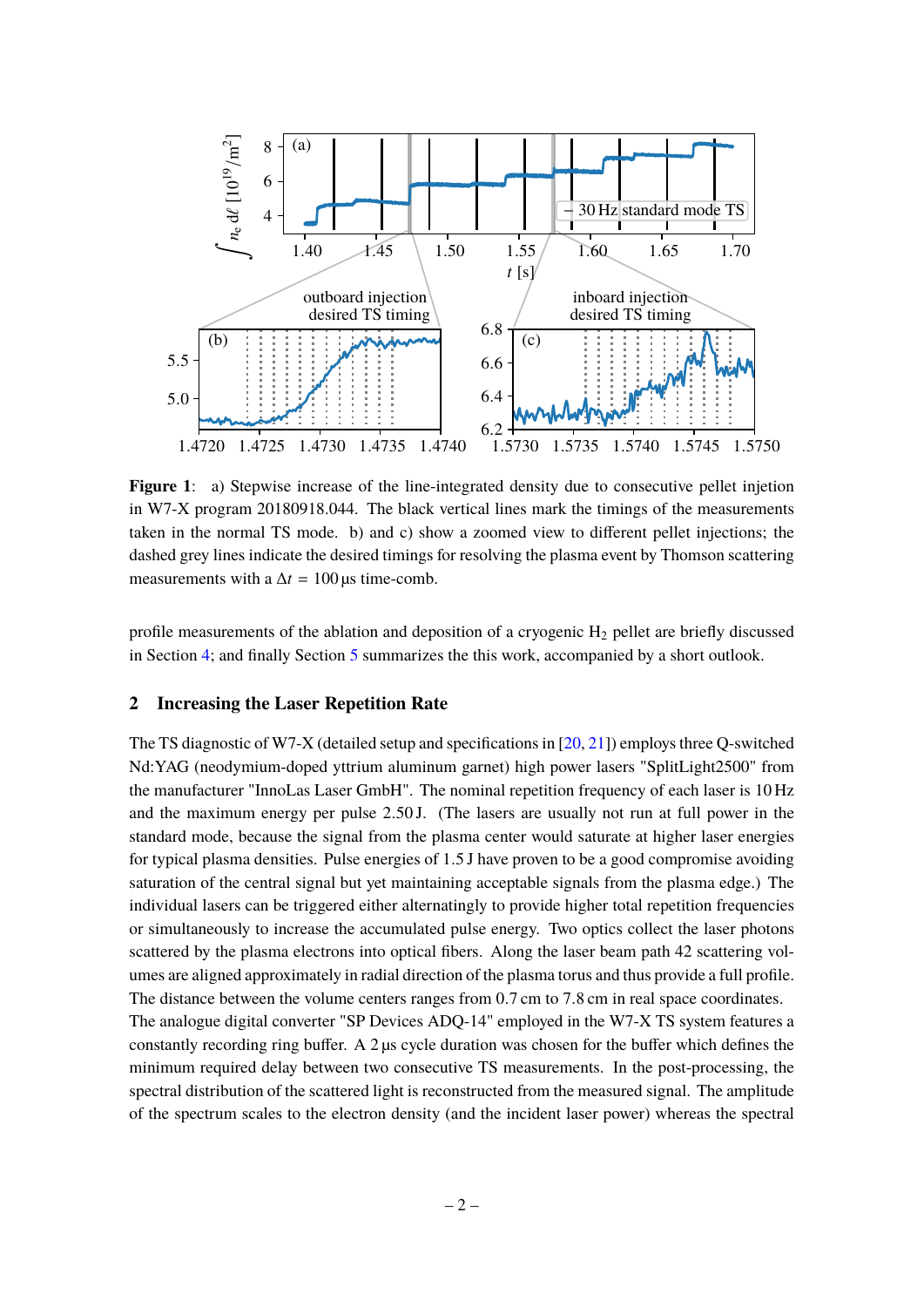**Figure 1**: a) Stepwise increase of the line-integrated density due to consecutive pellet injetion in W7-X program 20180918.044. The black vertical lines mark the timings of the measurements taken in the normal TS mode. b) and c) show a zoomed view to different pellet injections; the dashed grey lines indicate the desired timings for resolving the plasma event by Thomson scattering measurements with a $\Delta t = 100\,\mu s$ time-comb.

profile measurements of the ablation and deposition of a cryogenic $H_2$ pellet are briefly discussed in Section 4; and finally Section 5 summarizes the this work, accompanied by a short outlook.

## 2 Increasing the Laser Repetition Rate

The TS diagnostic of W7-X (detailed setup and specifications in [20, 21]) employs three Q-switched Nd:YAG (neodymium-doped yttrium aluminum garnet) high power lasers "SplitLight2500" from the manufacturer "InnoLas Laser GmbH". The nominal repetition frequency of each laser is 10 Hz and the maximum energy per pulse 2.50 J. (The lasers are usually not run at full power in the standard mode, because the signal from the plasma center would saturate at higher laser energies for typical plasma densities. Pulse energies of 1.5 J have proven to be a good compromise avoiding saturation of the central signal but yet maintaining acceptable signals from the plasma edge.) The individual lasers can be triggered either alternatingly to provide higher total repetition frequencies or simultaneously to increase the accumulated pulse energy. Two optics collect the laser photons scattered by the plasma electrons into optical fibers. Along the laser beam path 42 scattering volumes are aligned approximately in radial direction of the plasma torus and thus provide a full profile. The distance between the volume centers ranges from 0.7 cm to 7.8 cm in real space coordinates.
The analogue digital converter "SP Devices ADQ-14" employed in the W7-X TS system features a constantly recording ring buffer. A 2 µs cycle duration was chosen for the buffer which defines the minimum required delay between two consecutive TS measurements. In the post-processing, the spectral distribution of the scattered light is reconstructed from the measured signal. The amplitude of the spectrum scales to the electron density (and the incident laser power) whereas the spectral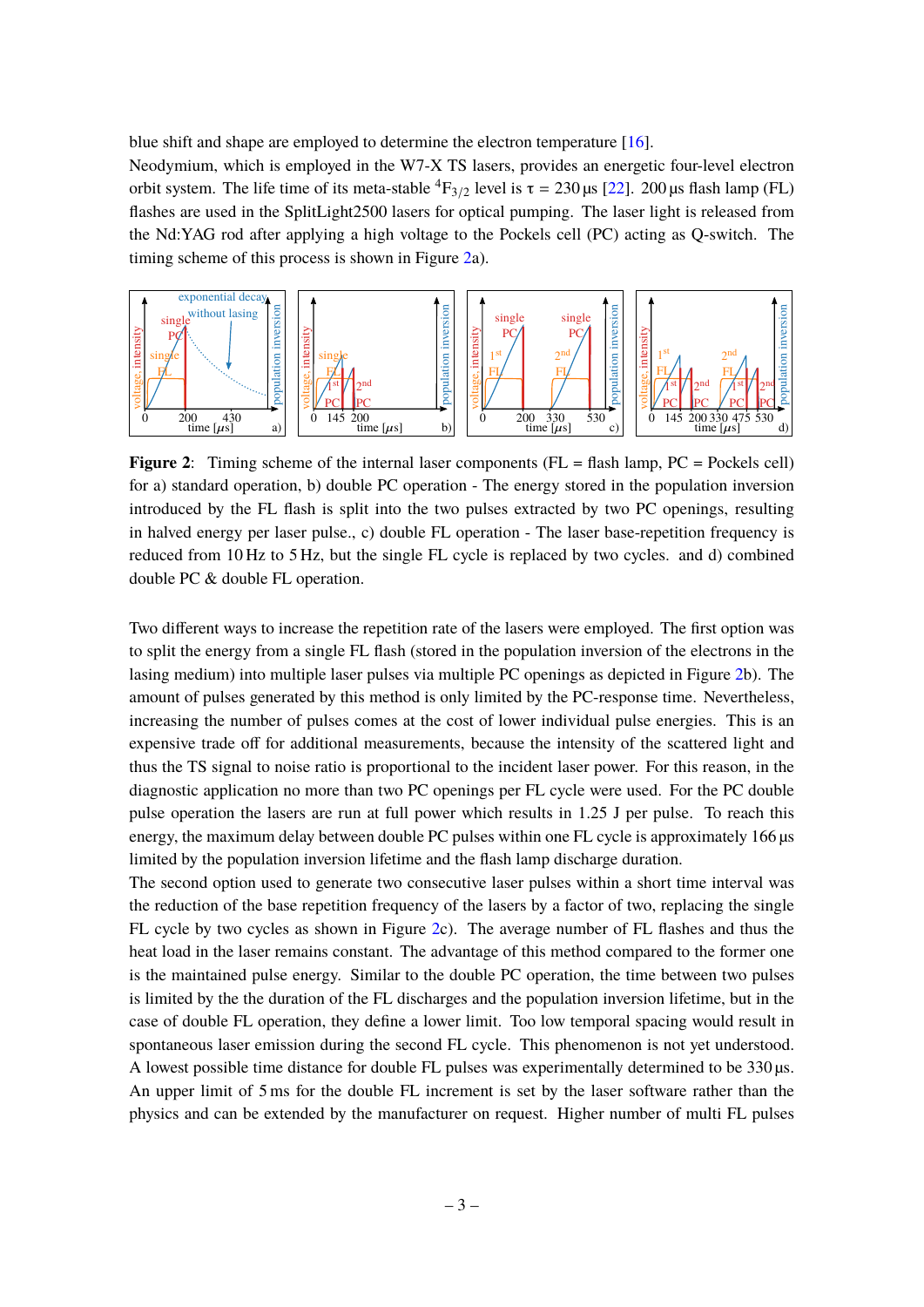blue shift and shape are employed to determine the electron temperature [16].

Neodymium, which is employed in the W7-X TS lasers, provides an energetic four-level electron orbit system. The life time of its meta-stable $^4F_{3/2}$ level is $\tau$ = 230 µs [22]. 200 µs flash lamp (FL) flashes are used in the SplitLight2500 lasers for optical pumping. The laser light is released from the Nd:YAG rod after applying a high voltage to the Pockels cell (PC) acting as Q-switch. The timing scheme of this process is shown in Figure 2a).

a)
exponential decay
without lasing
single PC
single FL
voltage, intensity
population inversion
0 200 430
time [µs]

b)
single FL
1st
2nd
PC PC
voltage, intensity
population inversion
0 145 200
time [µs]

c)
single PC
single PC
1st FL
2nd FL
voltage, intensity
population inversion
0 200 330 530
time [µs]

d)
1st FL
2nd FL
1st 2nd
1st 2nd
PC PC PC PC
voltage, intensity
population inversion
0 145 200 330 475 530
time [µs]

**Figure 2**: Timing scheme of the internal laser components (FL = flash lamp, PC = Pockels cell) for a) standard operation, b) double PC operation - The energy stored in the population inversion introduced by the FL flash is split into the two pulses extracted by two PC openings, resulting in halved energy per laser pulse., c) double FL operation - The laser base-repetition frequency is reduced from 10 Hz to 5 Hz, but the single FL cycle is replaced by two cycles. and d) combined double PC & double FL operation.

Two different ways to increase the repetition rate of the lasers were employed. The first option was to split the energy from a single FL flash (stored in the population inversion of the electrons in the lasing medium) into multiple laser pulses via multiple PC openings as depicted in Figure 2b). The amount of pulses generated by this method is only limited by the PC-response time. Nevertheless, increasing the number of pulses comes at the cost of lower individual pulse energies. This is an expensive trade off for additional measurements, because the intensity of the scattered light and thus the TS signal to noise ratio is proportional to the incident laser power. For this reason, in the diagnostic application no more than two PC openings per FL cycle were used. For the PC double pulse operation the lasers are run at full power which results in 1.25 J per pulse. To reach this energy, the maximum delay between double PC pulses within one FL cycle is approximately 166 µs limited by the population inversion lifetime and the flash lamp discharge duration.

The second option used to generate two consecutive laser pulses within a short time interval was the reduction of the base repetition frequency of the lasers by a factor of two, replacing the single FL cycle by two cycles as shown in Figure 2c). The average number of FL flashes and thus the heat load in the laser remains constant. The advantage of this method compared to the former one is the maintained pulse energy. Similar to the double PC operation, the time between two pulses is limited by the the duration of the FL discharges and the population inversion lifetime, but in the case of double FL operation, they define a lower limit. Too low temporal spacing would result in spontaneous laser emission during the second FL cycle. This phenomenon is not yet understood. A lowest possible time distance for double FL pulses was experimentally determined to be 330 µs. An upper limit of 5 ms for the double FL increment is set by the laser software rather than the physics and can be extended by the manufacturer on request. Higher number of multi FL pulses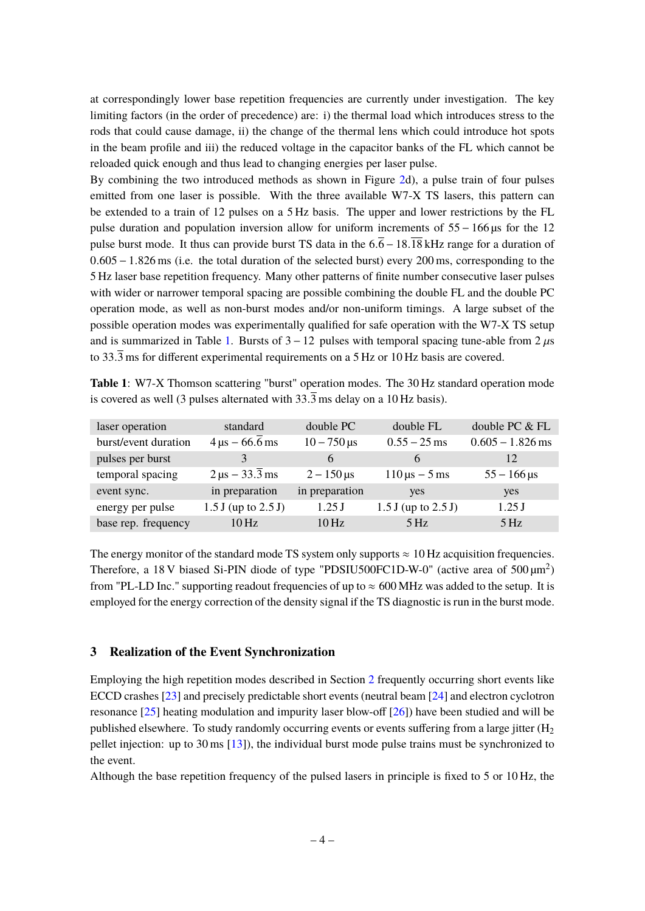at correspondingly lower base repetition frequencies are currently under investigation. The key limiting factors (in the order of precedence) are: i) the thermal load which introduces stress to the rods that could cause damage, ii) the change of the thermal lens which could introduce hot spots in the beam profile and iii) the reduced voltage in the capacitor banks of the FL which cannot be reloaded quick enough and thus lead to changing energies per laser pulse.

By combining the two introduced methods as shown in Figure 2d), a pulse train of four pulses emitted from one laser is possible. With the three available W7-X TS lasers, this pattern can be extended to a train of 12 pulses on a 5 Hz basis. The upper and lower restrictions by the FL pulse duration and population inversion allow for uniform increments of 55 – 166 µs for the 12 pulse burst mode. It thus can provide burst TS data in the $6.\overline{6} - 18.\overline{18}$ kHz range for a duration of 0.605 – 1.826 ms (i.e. the total duration of the selected burst) every 200 ms, corresponding to the 5 Hz laser base repetition frequency. Many other patterns of finite number consecutive laser pulses with wider or narrower temporal spacing are possible combining the double FL and the double PC operation mode, as well as non-burst modes and/or non-uniform timings. A large subset of the possible operation modes was experimentally qualified for safe operation with the W7-X TS setup and is summarized in Table 1. Bursts of 3 – 12 pulses with temporal spacing tune-able from 2 $\mu$s to $33.\overline{3}$ ms for different experimental requirements on a 5 Hz or 10 Hz basis are covered.

**Table 1**: W7-X Thomson scattering "burst" operation modes. The 30 Hz standard operation mode is covered as well (3 pulses alternated with $33.\overline{3}$ ms delay on a 10 Hz basis).

| laser operation | standard | double PC | double FL | double PC & FL |
|---|---|---|---|---|
| burst/event duration | 4 µs – $66.\overline{6}$ ms | 10 – 750 µs | 0.55 – 25 ms | 0.605 – 1.826 ms |
| pulses per burst | 3 | 6 | 6 | 12 |
| temporal spacing | 2 µs – $33.\overline{3}$ ms | 2 – 150 µs | 110 µs – 5 ms | 55 – 166 µs |
| event sync. | in preparation | in preparation | yes | yes |
| energy per pulse | 1.5 J (up to 2.5 J) | 1.25 J | 1.5 J (up to 2.5 J) | 1.25 J |
| base rep. frequency | 10 Hz | 10 Hz | 5 Hz | 5 Hz |

The energy monitor of the standard mode TS system only supports ≈ 10 Hz acquisition frequencies. Therefore, a 18 V biased Si-PIN diode of type "PDSIU500FC1D-W-0" (active area of 500 µm$^2$) from "PL-LD Inc." supporting readout frequencies of up to ≈ 600 MHz was added to the setup. It is employed for the energy correction of the density signal if the TS diagnostic is run in the burst mode.

## 3 Realization of the Event Synchronization

Employing the high repetition modes described in Section 2 frequently occurring short events like ECCD crashes [23] and precisely predictable short events (neutral beam [24] and electron cyclotron resonance [25] heating modulation and impurity laser blow-off [26]) have been studied and will be published elsewhere. To study randomly occurring events or events suffering from a large jitter ($H_2$ pellet injection: up to 30 ms [13]), the individual burst mode pulse trains must be synchronized to the event.

Although the base repetition frequency of the pulsed lasers in principle is fixed to 5 or 10 Hz, the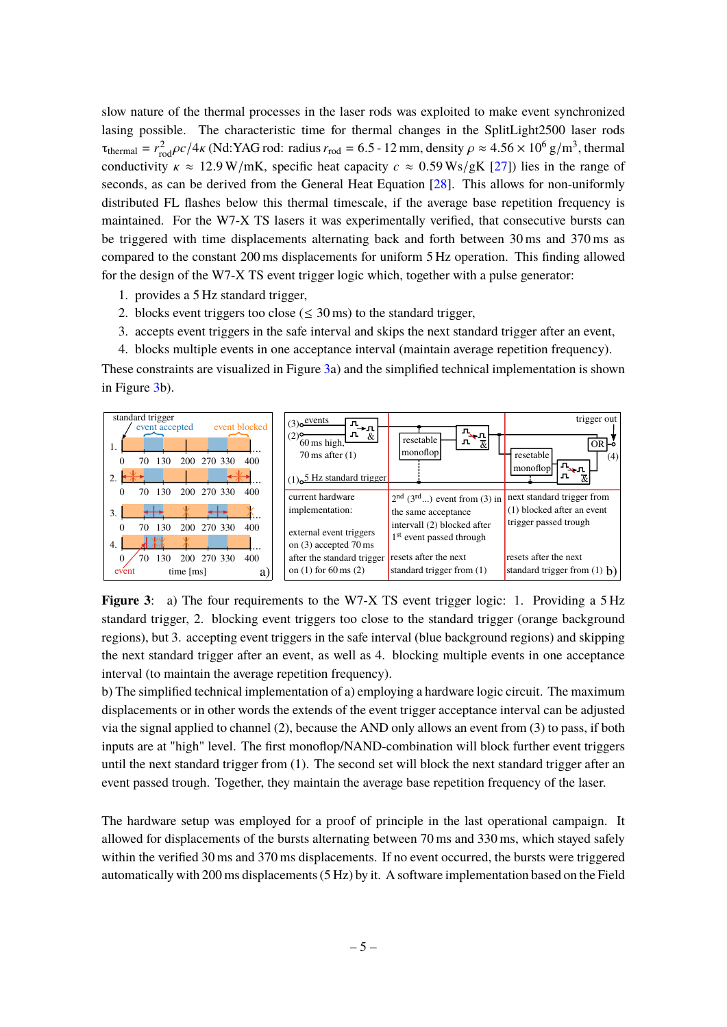slow nature of the thermal processes in the laser rods was exploited to make event synchronized lasing possible. The characteristic time for thermal changes in the SplitLight2500 laser rods $\tau_{\text{thermal}} = r_{\text{rod}}^2 \rho c / 4\kappa$ (Nd:YAG rod: radius $r_{\text{rod}} = 6.5$ - 12 mm, density $\rho \approx 4.56 \times 10^6\,\text{g/m}^3$, thermal conductivity $\kappa \approx 12.9\,\text{W/mK}$, specific heat capacity $c \approx 0.59\,\text{Ws/gK}$ [27]) lies in the range of seconds, as can be derived from the General Heat Equation [28]. This allows for non-uniformly distributed FL flashes below this thermal timescale, if the average base repetition frequency is maintained. For the W7-X TS lasers it was experimentally verified, that consecutive bursts can be triggered with time displacements alternating back and forth between 30 ms and 370 ms as compared to the constant 200 ms displacements for uniform 5 Hz operation. This finding allowed for the design of the W7-X TS event trigger logic which, together with a pulse generator:

1. provides a 5 Hz standard trigger,
2. blocks event triggers too close ($\leq$ 30 ms) to the standard trigger,
3. accepts event triggers in the safe interval and skips the next standard trigger after an event,
4. blocks multiple events in one acceptance interval (maintain average repetition frequency).

These constraints are visualized in Figure 3a) and the simplified technical implementation is shown in Figure 3b).

**Figure 3**: a) The four requirements to the W7-X TS event trigger logic: 1. Providing a 5 Hz standard trigger, 2. blocking event triggers too close to the standard trigger (orange background regions), but 3. accepting event triggers in the safe interval (blue background regions) and skipping the next standard trigger after an event, as well as 4. blocking multiple events in one acceptance interval (to maintain the average repetition frequency).
b) The simplified technical implementation of a) employing a hardware logic circuit. The maximum displacements or in other words the extends of the event trigger acceptance interval can be adjusted via the signal applied to channel (2), because the AND only allows an event from (3) to pass, if both inputs are at "high" level. The first monoflop/NAND-combination will block further event triggers until the next standard trigger from (1). The second set will block the next standard trigger after an event passed trough. Together, they maintain the average base repetition frequency of the laser.

The hardware setup was employed for a proof of principle in the last operational campaign. It allowed for displacements of the bursts alternating between 70 ms and 330 ms, which stayed safely within the verified 30 ms and 370 ms displacements. If no event occurred, the bursts were triggered automatically with 200 ms displacements (5 Hz) by it. A software implementation based on the Field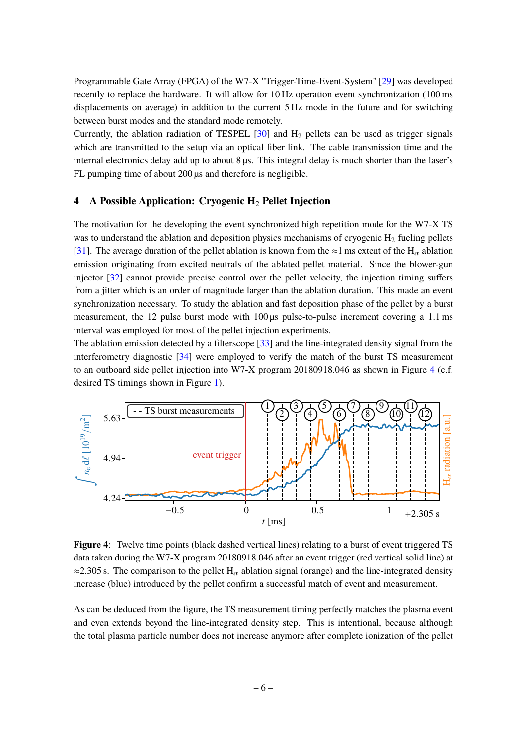Programmable Gate Array (FPGA) of the W7-X "Trigger-Time-Event-System" [29] was developed recently to replace the hardware. It will allow for 10 Hz operation event synchronization (100 ms displacements on average) in addition to the current 5 Hz mode in the future and for switching between burst modes and the standard mode remotely.

Currently, the ablation radiation of TESPEL [30] and $H_2$ pellets can be used as trigger signals which are transmitted to the setup via an optical fiber link. The cable transmission time and the internal electronics delay add up to about 8 µs. This integral delay is much shorter than the laser's FL pumping time of about 200 µs and therefore is negligible.

## 4 A Possible Application: Cryogenic $H_2$ Pellet Injection

The motivation for the developing the event synchronized high repetition mode for the W7-X TS was to understand the ablation and deposition physics mechanisms of cryogenic $H_2$ fueling pellets [31]. The average duration of the pellet ablation is known from the ≈1 ms extent of the $H_\alpha$ ablation emission originating from excited neutrals of the ablated pellet material. Since the blower-gun injector [32] cannot provide precise control over the pellet velocity, the injection timing suffers from a jitter which is an order of magnitude larger than the ablation duration. This made an event synchronization necessary. To study the ablation and fast deposition phase of the pellet by a burst measurement, the 12 pulse burst mode with 100 µs pulse-to-pulse increment covering a 1.1 ms interval was employed for most of the pellet injection experiments.

The ablation emission detected by a filterscope [33] and the line-integrated density signal from the interferometry diagnostic [34] were employed to verify the match of the burst TS measurement to an outboard side pellet injection into W7-X program 20180918.046 as shown in Figure 4 (c.f. desired TS timings shown in Figure 1).

**Figure 4**: Twelve time points (black dashed vertical lines) relating to a burst of event triggered TS data taken during the W7-X program 20180918.046 after an event trigger (red vertical solid line) at ≈2.305 s. The comparison to the pellet $H_\alpha$ ablation signal (orange) and the line-integrated density increase (blue) introduced by the pellet confirm a successful match of event and measurement.

As can be deduced from the figure, the TS measurement timing perfectly matches the plasma event and even extends beyond the line-integrated density step. This is intentional, because although the total plasma particle number does not increase anymore after complete ionization of the pellet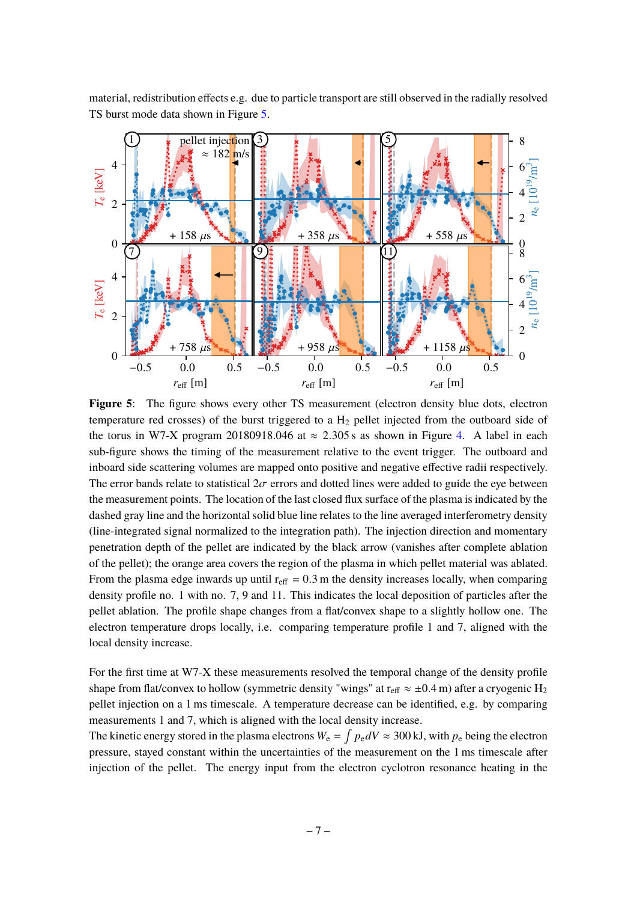material, redistribution effects e.g. due to particle transport are still observed in the radially resolved TS burst mode data shown in Figure 5.

**Figure 5**: The figure shows every other TS measurement (electron density blue dots, electron temperature red crosses) of the burst triggered to a $H_2$ pellet injected from the outboard side of the torus in W7-X program 20180918.046 at $\approx$ 2.305 s as shown in Figure 4. A label in each sub-figure shows the timing of the measurement relative to the event trigger. The outboard and inboard side scattering volumes are mapped onto positive and negative effective radii respectively. The error bands relate to statistical $2\sigma$ errors and dotted lines were added to guide the eye between the measurement points. The location of the last closed flux surface of the plasma is indicated by the dashed gray line and the horizontal solid blue line relates to the line averaged interferometry density (line-integrated signal normalized to the integration path). The injection direction and momentary penetration depth of the pellet are indicated by the black arrow (vanishes after complete ablation of the pellet); the orange area covers the region of the plasma in which pellet material was ablated. From the plasma edge inwards up until $r_{eff} = 0.3$ m the density increases locally, when comparing density profile no. 1 with no. 7, 9 and 11. This indicates the local deposition of particles after the pellet ablation. The profile shape changes from a flat/convex shape to a slightly hollow one. The electron temperature drops locally, i.e. comparing temperature profile 1 and 7, aligned with the local density increase.

For the first time at W7-X these measurements resolved the temporal change of the density profile shape from flat/convex to hollow (symmetric density "wings" at $r_{eff} \approx \pm 0.4$ m) after a cryogenic $H_2$ pellet injection on a 1 ms timescale. A temperature decrease can be identified, e.g. by comparing measurements 1 and 7, which is aligned with the local density increase.

The kinetic energy stored in the plasma electrons $W_e = \int p_e dV \approx 300$ kJ, with $p_e$ being the electron pressure, stayed constant within the uncertainties of the measurement on the 1 ms timescale after injection of the pellet. The energy input from the electron cyclotron resonance heating in the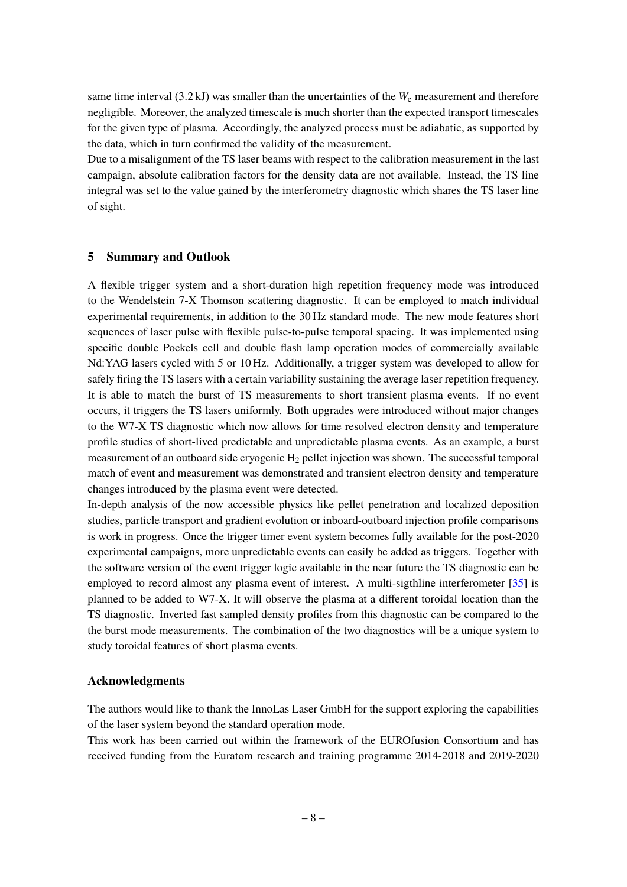same time interval (3.2 kJ) was smaller than the uncertainties of the $W_e$ measurement and therefore negligible. Moreover, the analyzed timescale is much shorter than the expected transport timescales for the given type of plasma. Accordingly, the analyzed process must be adiabatic, as supported by the data, which in turn confirmed the validity of the measurement.
Due to a misalignment of the TS laser beams with respect to the calibration measurement in the last campaign, absolute calibration factors for the density data are not available. Instead, the TS line integral was set to the value gained by the interferometry diagnostic which shares the TS laser line of sight.

## 5 Summary and Outlook

A flexible trigger system and a short-duration high repetition frequency mode was introduced to the Wendelstein 7-X Thomson scattering diagnostic. It can be employed to match individual experimental requirements, in addition to the 30 Hz standard mode. The new mode features short sequences of laser pulse with flexible pulse-to-pulse temporal spacing. It was implemented using specific double Pockels cell and double flash lamp operation modes of commercially available Nd:YAG lasers cycled with 5 or 10 Hz. Additionally, a trigger system was developed to allow for safely firing the TS lasers with a certain variability sustaining the average laser repetition frequency. It is able to match the burst of TS measurements to short transient plasma events. If no event occurs, it triggers the TS lasers uniformly. Both upgrades were introduced without major changes to the W7-X TS diagnostic which now allows for time resolved electron density and temperature profile studies of short-lived predictable and unpredictable plasma events. As an example, a burst measurement of an outboard side cryogenic $H_2$ pellet injection was shown. The successful temporal match of event and measurement was demonstrated and transient electron density and temperature changes introduced by the plasma event were detected.
In-depth analysis of the now accessible physics like pellet penetration and localized deposition studies, particle transport and gradient evolution or inboard-outboard injection profile comparisons is work in progress. Once the trigger timer event system becomes fully available for the post-2020 experimental campaigns, more unpredictable events can easily be added as triggers. Together with the software version of the event trigger logic available in the near future the TS diagnostic can be employed to record almost any plasma event of interest. A multi-sigthline interferometer [35] is planned to be added to W7-X. It will observe the plasma at a different toroidal location than the TS diagnostic. Inverted fast sampled density profiles from this diagnostic can be compared to the the burst mode measurements. The combination of the two diagnostics will be a unique system to study toroidal features of short plasma events.

### Acknowledgments

The authors would like to thank the InnoLas Laser GmbH for the support exploring the capabilities of the laser system beyond the standard operation mode.
This work has been carried out within the framework of the EUROfusion Consortium and has received funding from the Euratom research and training programme 2014-2018 and 2019-2020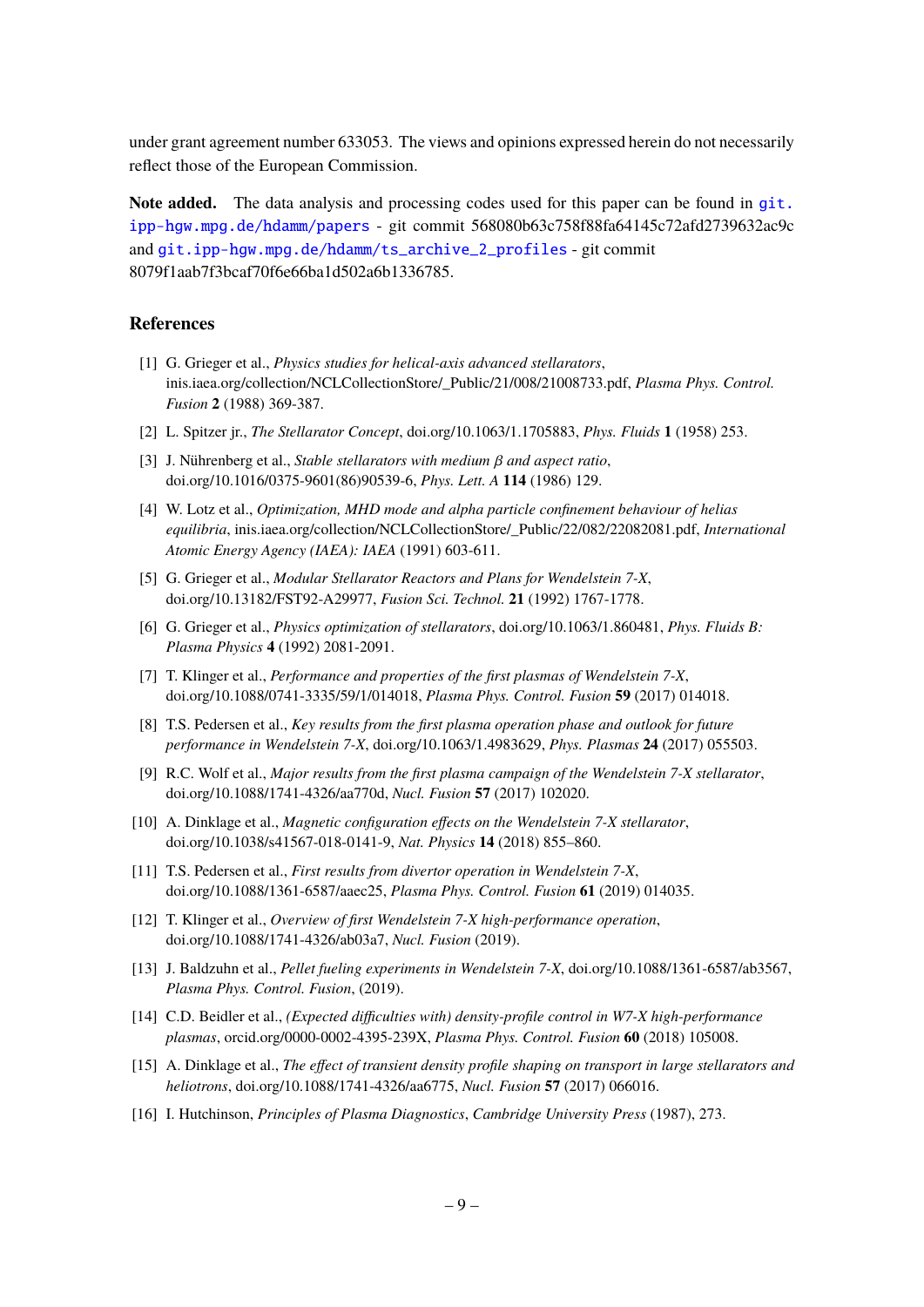under grant agreement number 633053. The views and opinions expressed herein do not necessarily reflect those of the European Commission.

**Note added.** The data analysis and processing codes used for this paper can be found in `git.ipp-hgw.mpg.de/hdamm/papers` - git commit 568080b63c758f88fa64145c72afd2739632ac9c and `git.ipp-hgw.mpg.de/hdamm/ts_archive_2_profiles` - git commit 8079f1aab7f3bcaf70f6e66ba1d502a6b1336785.

## References

[1] G. Grieger et al., *Physics studies for helical-axis advanced stellarators*, inis.iaea.org/collection/NCLCollectionStore/_Public/21/008/21008733.pdf, *Plasma Phys. Control. Fusion* **2** (1988) 369-387.

[2] L. Spitzer jr., *The Stellarator Concept*, doi.org/10.1063/1.1705883, *Phys. Fluids* **1** (1958) 253.

[3] J. Nührenberg et al., *Stable stellarators with medium $\beta$ and aspect ratio*, doi.org/10.1016/0375-9601(86)90539-6, *Phys. Lett. A* **114** (1986) 129.

[4] W. Lotz et al., *Optimization, MHD mode and alpha particle confinement behaviour of helias equilibria*, inis.iaea.org/collection/NCLCollectionStore/_Public/22/082/22082081.pdf, *International Atomic Energy Agency (IAEA): IAEA* (1991) 603-611.

[5] G. Grieger et al., *Modular Stellarator Reactors and Plans for Wendelstein 7-X*, doi.org/10.13182/FST92-A29977, *Fusion Sci. Technol.* **21** (1992) 1767-1778.

[6] G. Grieger et al., *Physics optimization of stellarators*, doi.org/10.1063/1.860481, *Phys. Fluids B: Plasma Physics* **4** (1992) 2081-2091.

[7] T. Klinger et al., *Performance and properties of the first plasmas of Wendelstein 7-X*, doi.org/10.1088/0741-3335/59/1/014018, *Plasma Phys. Control. Fusion* **59** (2017) 014018.

[8] T.S. Pedersen et al., *Key results from the first plasma operation phase and outlook for future performance in Wendelstein 7-X*, doi.org/10.1063/1.4983629, *Phys. Plasmas* **24** (2017) 055503.

[9] R.C. Wolf et al., *Major results from the first plasma campaign of the Wendelstein 7-X stellarator*, doi.org/10.1088/1741-4326/aa770d, *Nucl. Fusion* **57** (2017) 102020.

[10] A. Dinklage et al., *Magnetic configuration effects on the Wendelstein 7-X stellarator*, doi.org/10.1038/s41567-018-0141-9, *Nat. Physics* **14** (2018) 855–860.

[11] T.S. Pedersen et al., *First results from divertor operation in Wendelstein 7-X*, doi.org/10.1088/1361-6587/aaec25, *Plasma Phys. Control. Fusion* **61** (2019) 014035.

[12] T. Klinger et al., *Overview of first Wendelstein 7-X high-performance operation*, doi.org/10.1088/1741-4326/ab03a7, *Nucl. Fusion* (2019).

[13] J. Baldzuhn et al., *Pellet fueling experiments in Wendelstein 7-X*, doi.org/10.1088/1361-6587/ab3567, *Plasma Phys. Control. Fusion*, (2019).

[14] C.D. Beidler et al., *(Expected difficulties with) density-profile control in W7-X high-performance plasmas*, orcid.org/0000-0002-4395-239X, *Plasma Phys. Control. Fusion* **60** (2018) 105008.

[15] A. Dinklage et al., *The effect of transient density profile shaping on transport in large stellarators and heliotrons*, doi.org/10.1088/1741-4326/aa6775, *Nucl. Fusion* **57** (2017) 066016.

[16] I. Hutchinson, *Principles of Plasma Diagnostics*, *Cambridge University Press* (1987), 273.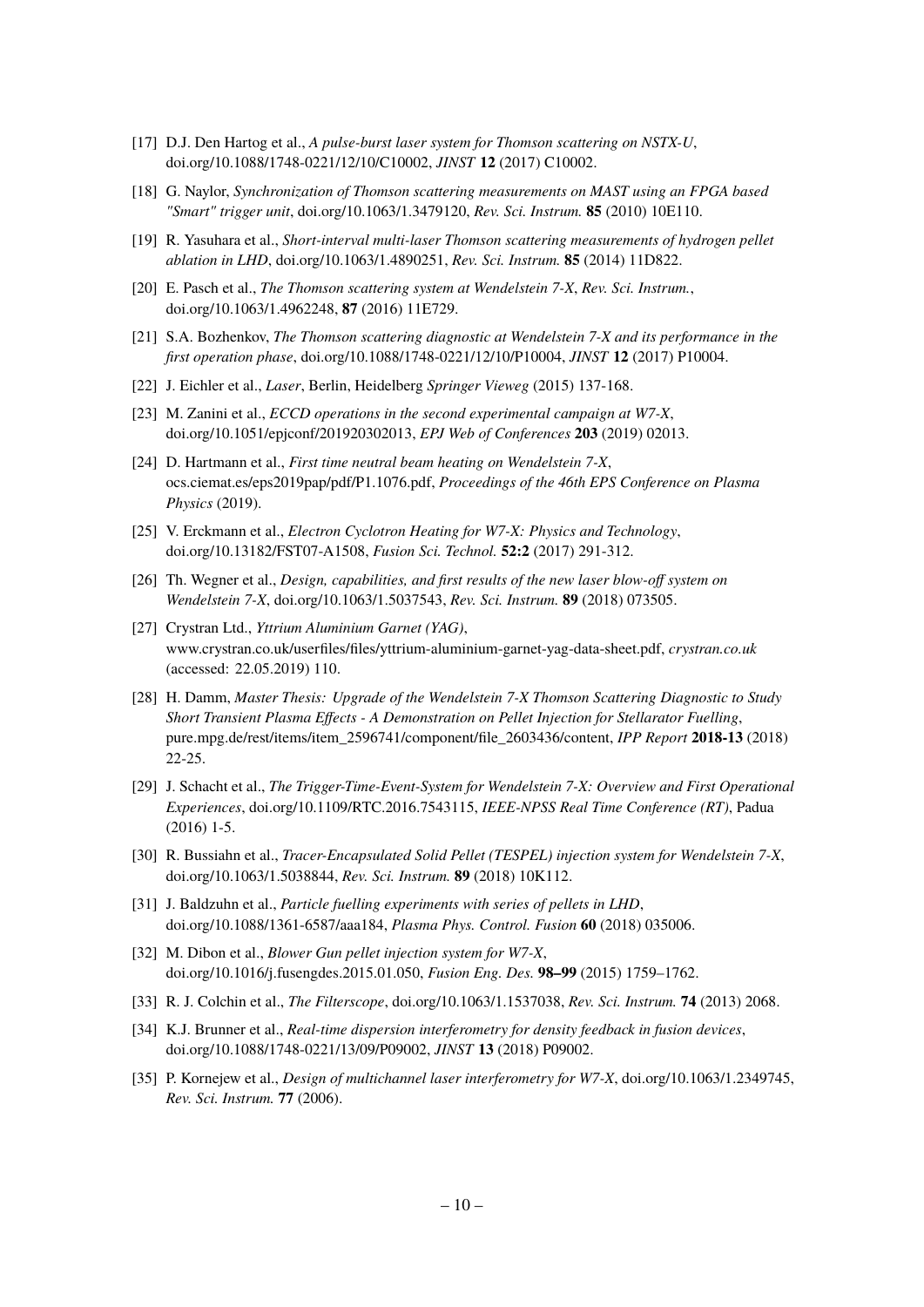[17] D.J. Den Hartog et al., *A pulse-burst laser system for Thomson scattering on NSTX-U*, doi.org/10.1088/1748-0221/12/10/C10002, *JINST* **12** (2017) C10002.

[18] G. Naylor, *Synchronization of Thomson scattering measurements on MAST using an FPGA based "Smart" trigger unit*, doi.org/10.1063/1.3479120, *Rev. Sci. Instrum.* **85** (2010) 10E110.

[19] R. Yasuhara et al., *Short-interval multi-laser Thomson scattering measurements of hydrogen pellet ablation in LHD*, doi.org/10.1063/1.4890251, *Rev. Sci. Instrum.* **85** (2014) 11D822.

[20] E. Pasch et al., *The Thomson scattering system at Wendelstein 7-X*, *Rev. Sci. Instrum.*, doi.org/10.1063/1.4962248, **87** (2016) 11E729.

[21] S.A. Bozhenkov, *The Thomson scattering diagnostic at Wendelstein 7-X and its performance in the first operation phase*, doi.org/10.1088/1748-0221/12/10/P10004, *JINST* **12** (2017) P10004.

[22] J. Eichler et al., *Laser*, Berlin, Heidelberg *Springer Vieweg* (2015) 137-168.

[23] M. Zanini et al., *ECCD operations in the second experimental campaign at W7-X*, doi.org/10.1051/epjconf/201920302013, *EPJ Web of Conferences* **203** (2019) 02013.

[24] D. Hartmann et al., *First time neutral beam heating on Wendelstein 7-X*, ocs.ciemat.es/eps2019pap/pdf/P1.1076.pdf, *Proceedings of the 46th EPS Conference on Plasma Physics* (2019).

[25] V. Erckmann et al., *Electron Cyclotron Heating for W7-X: Physics and Technology*, doi.org/10.13182/FST07-A1508, *Fusion Sci. Technol.* **52:2** (2017) 291-312.

[26] Th. Wegner et al., *Design, capabilities, and first results of the new laser blow-off system on Wendelstein 7-X*, doi.org/10.1063/1.5037543, *Rev. Sci. Instrum.* **89** (2018) 073505.

[27] Crystran Ltd., *Yttrium Aluminium Garnet (YAG)*, www.crystran.co.uk/userfiles/files/yttrium-aluminium-garnet-yag-data-sheet.pdf, *crystran.co.uk* (accessed: 22.05.2019) 110.

[28] H. Damm, *Master Thesis: Upgrade of the Wendelstein 7-X Thomson Scattering Diagnostic to Study Short Transient Plasma Effects - A Demonstration on Pellet Injection for Stellarator Fuelling*, pure.mpg.de/rest/items/item_2596741/component/file_2603436/content, *IPP Report* **2018-13** (2018) 22-25.

[29] J. Schacht et al., *The Trigger-Time-Event-System for Wendelstein 7-X: Overview and First Operational Experiences*, doi.org/10.1109/RTC.2016.7543115, *IEEE-NPSS Real Time Conference (RT)*, Padua (2016) 1-5.

[30] R. Bussiahn et al., *Tracer-Encapsulated Solid Pellet (TESPEL) injection system for Wendelstein 7-X*, doi.org/10.1063/1.5038844, *Rev. Sci. Instrum.* **89** (2018) 10K112.

[31] J. Baldzuhn et al., *Particle fuelling experiments with series of pellets in LHD*, doi.org/10.1088/1361-6587/aaa184, *Plasma Phys. Control. Fusion* **60** (2018) 035006.

[32] M. Dibon et al., *Blower Gun pellet injection system for W7-X*, doi.org/10.1016/j.fusengdes.2015.01.050, *Fusion Eng. Des.* **98–99** (2015) 1759–1762.

[33] R. J. Colchin et al., *The Filterscope*, doi.org/10.1063/1.1537038, *Rev. Sci. Instrum.* **74** (2013) 2068.

[34] K.J. Brunner et al., *Real-time dispersion interferometry for density feedback in fusion devices*, doi.org/10.1088/1748-0221/13/09/P09002, *JINST* **13** (2018) P09002.

[35] P. Kornejew et al., *Design of multichannel laser interferometry for W7-X*, doi.org/10.1063/1.2349745, *Rev. Sci. Instrum.* **77** (2006).